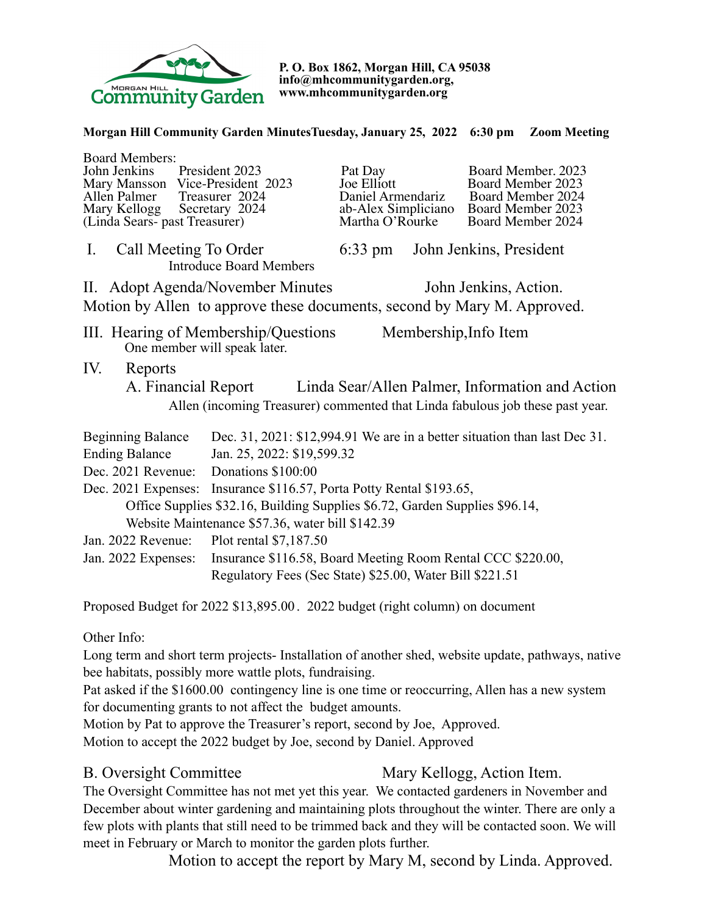P. O. Box 1862, Morgan Hill, CA 95038
info@mhcommunitygarden.org,
www.mhcommunitygarden.org

**Morgan Hill Community Garden MinutesTuesday, January 25, 2022 6:30 pm Zoom Meeting**

Board Members:

| | | | |
|---|---|---|---|
| John Jenkins | President 2023 | Pat Day | Board Member. 2023 |
| Mary Mansson | Vice-President 2023 | Joe Elliott | Board Member 2023 |
| Allen Palmer | Treasurer 2024 | Daniel Armendariz | Board Member 2024 |
| Mary Kellogg | Secretary 2024 | ab-Alex Simpliciano | Board Member 2023 |
| (Linda Sears- past Treasurer) | | Martha O'Rourke | Board Member 2024 |

I. Call Meeting To Order 6:33 pm John Jenkins, President

Introduce Board Members

II. Adopt Agenda/November Minutes John Jenkins, Action.

Motion by Allen to approve these documents, second by Mary M. Approved.

III. Hearing of Membership/Questions Membership,Info Item

One member will speak later.

IV. Reports

A. Financial Report Linda Sear/Allen Palmer, Information and Action

Allen (incoming Treasurer) commented that Linda fabulous job these past year.

Beginning Balance Dec. 31, 2021: $12,994.91 We are in a better situation than last Dec 31.

Ending Balance Jan. 25, 2022: $19,599.32

Dec. 2021 Revenue: Donations $100:00

Dec. 2021 Expenses: Insurance $116.57, Porta Potty Rental $193.65, Office Supplies $32.16, Building Supplies $6.72, Garden Supplies $96.14, Website Maintenance $57.36, water bill $142.39

Jan. 2022 Revenue: Plot rental $7,187.50

Jan. 2022 Expenses: Insurance $116.58, Board Meeting Room Rental CCC $220.00, Regulatory Fees (Sec State) $25.00, Water Bill $221.51

Proposed Budget for 2022 $13,895.00 . 2022 budget (right column) on document

Other Info:

Long term and short term projects- Installation of another shed, website update, pathways, native bee habitats, possibly more wattle plots, fundraising.

Pat asked if the $1600.00 contingency line is one time or reoccurring, Allen has a new system for documenting grants to not affect the budget amounts.

Motion by Pat to approve the Treasurer's report, second by Joe, Approved.

Motion to accept the 2022 budget by Joe, second by Daniel. Approved

B. Oversight Committee Mary Kellogg, Action Item.

The Oversight Committee has not met yet this year. We contacted gardeners in November and December about winter gardening and maintaining plots throughout the winter. There are only a few plots with plants that still need to be trimmed back and they will be contacted soon. We will meet in February or March to monitor the garden plots further.

Motion to accept the report by Mary M, second by Linda. Approved.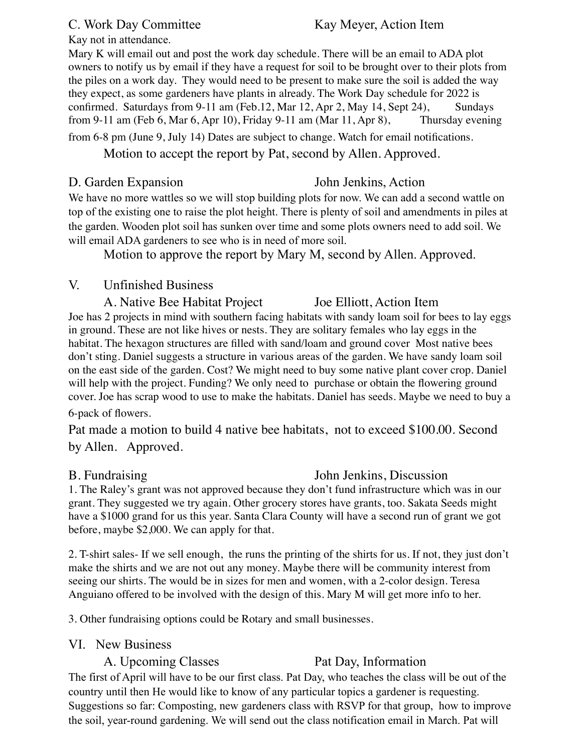C. Work Day Committee Kay Meyer, Action Item

Kay not in attendance.

Mary K will email out and post the work day schedule. There will be an email to ADA plot owners to notify us by email if they have a request for soil to be brought over to their plots from the piles on a work day. They would need to be present to make sure the soil is added the way they expect, as some gardeners have plants in already. The Work Day schedule for 2022 is confirmed. Saturdays from 9-11 am (Feb.12, Mar 12, Apr 2, May 14, Sept 24), Sundays from 9-11 am (Feb 6, Mar 6, Apr 10), Friday 9-11 am (Mar 11, Apr 8), Thursday evening from 6-8 pm (June 9, July 14) Dates are subject to change. Watch for email notifications.

Motion to accept the report by Pat, second by Allen. Approved.

D. Garden Expansion John Jenkins, Action

We have no more wattles so we will stop building plots for now. We can add a second wattle on top of the existing one to raise the plot height. There is plenty of soil and amendments in piles at the garden. Wooden plot soil has sunken over time and some plots owners need to add soil. We will email ADA gardeners to see who is in need of more soil.

Motion to approve the report by Mary M, second by Allen. Approved.

V. Unfinished Business

A. Native Bee Habitat Project Joe Elliott, Action Item

Joe has 2 projects in mind with southern facing habitats with sandy loam soil for bees to lay eggs in ground. These are not like hives or nests. They are solitary females who lay eggs in the habitat. The hexagon structures are filled with sand/loam and ground cover Most native bees don't sting. Daniel suggests a structure in various areas of the garden. We have sandy loam soil on the east side of the garden. Cost? We might need to buy some native plant cover crop. Daniel will help with the project. Funding? We only need to purchase or obtain the flowering ground cover. Joe has scrap wood to use to make the habitats. Daniel has seeds. Maybe we need to buy a 6-pack of flowers.

Pat made a motion to build 4 native bee habitats, not to exceed $100.00. Second by Allen. Approved.

B. Fundraising John Jenkins, Discussion

1. The Raley's grant was not approved because they don't fund infrastructure which was in our grant. They suggested we try again. Other grocery stores have grants, too. Sakata Seeds might have a $1000 grand for us this year. Santa Clara County will have a second run of grant we got before, maybe $2,000. We can apply for that.

2. T-shirt sales- If we sell enough, the runs the printing of the shirts for us. If not, they just don't make the shirts and we are not out any money. Maybe there will be community interest from seeing our shirts. The would be in sizes for men and women, with a 2-color design. Teresa Anguiano offered to be involved with the design of this. Mary M will get more info to her.

3. Other fundraising options could be Rotary and small businesses.

VI. New Business

A. Upcoming Classes Pat Day, Information

The first of April will have to be our first class. Pat Day, who teaches the class will be out of the country until then He would like to know of any particular topics a gardener is requesting. Suggestions so far: Composting, new gardeners class with RSVP for that group, how to improve the soil, year-round gardening. We will send out the class notification email in March. Pat will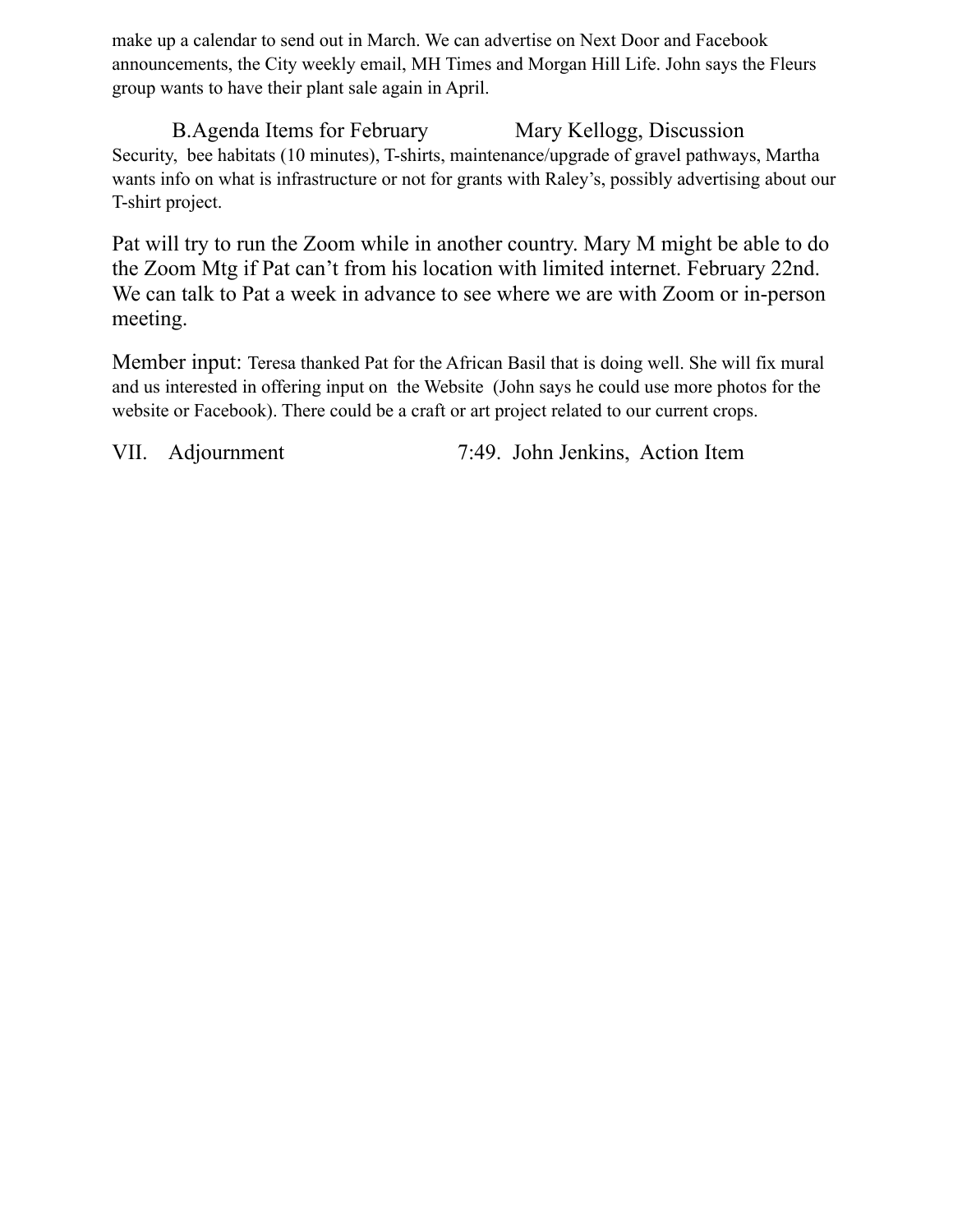make up a calendar to send out in March. We can advertise on Next Door and Facebook announcements, the City weekly email, MH Times and Morgan Hill Life. John says the Fleurs group wants to have their plant sale again in April.

B.Agenda Items for February Mary Kellogg, Discussion

Security, bee habitats (10 minutes), T-shirts, maintenance/upgrade of gravel pathways, Martha wants info on what is infrastructure or not for grants with Raley's, possibly advertising about our T-shirt project.

Pat will try to run the Zoom while in another country. Mary M might be able to do the Zoom Mtg if Pat can't from his location with limited internet. February 22nd. We can talk to Pat a week in advance to see where we are with Zoom or in-person meeting.

Member input: Teresa thanked Pat for the African Basil that is doing well. She will fix mural and us interested in offering input on the Website (John says he could use more photos for the website or Facebook). There could be a craft or art project related to our current crops.

VII. Adjournment 7:49. John Jenkins, Action Item